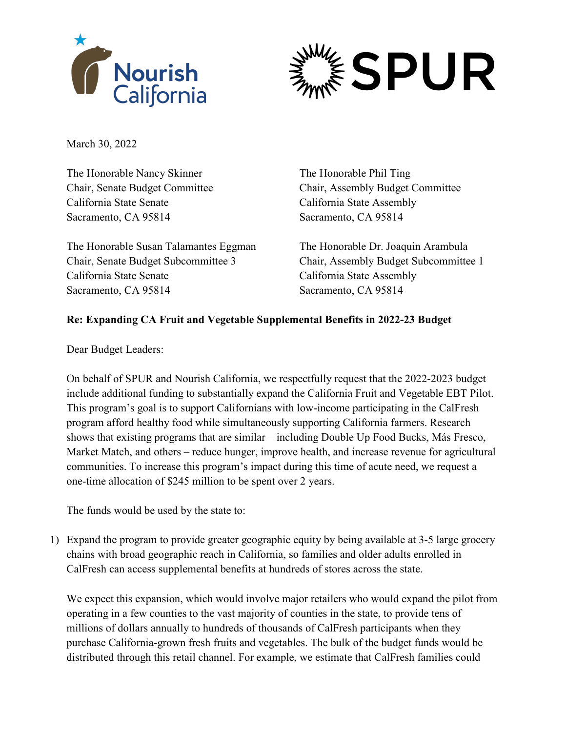March 30, 2022

The Honorable Nancy Skinner
Chair, Senate Budget Committee
California State Senate
Sacramento, CA 95814

The Honorable Phil Ting
Chair, Assembly Budget Committee
California State Assembly
Sacramento, CA 95814

The Honorable Susan Talamantes Eggman
Chair, Senate Budget Subcommittee 3
California State Senate
Sacramento, CA 95814

The Honorable Dr. Joaquin Arambula
Chair, Assembly Budget Subcommittee 1
California State Assembly
Sacramento, CA 95814

**Re: Expanding CA Fruit and Vegetable Supplemental Benefits in 2022-23 Budget**

Dear Budget Leaders:

On behalf of SPUR and Nourish California, we respectfully request that the 2022-2023 budget include additional funding to substantially expand the California Fruit and Vegetable EBT Pilot. This program's goal is to support Californians with low-income participating in the CalFresh program afford healthy food while simultaneously supporting California farmers. Research shows that existing programs that are similar – including Double Up Food Bucks, Más Fresco, Market Match, and others – reduce hunger, improve health, and increase revenue for agricultural communities. To increase this program's impact during this time of acute need, we request a one-time allocation of $245 million to be spent over 2 years.

The funds would be used by the state to:

1) Expand the program to provide greater geographic equity by being available at 3-5 large grocery chains with broad geographic reach in California, so families and older adults enrolled in CalFresh can access supplemental benefits at hundreds of stores across the state.

   We expect this expansion, which would involve major retailers who would expand the pilot from operating in a few counties to the vast majority of counties in the state, to provide tens of millions of dollars annually to hundreds of thousands of CalFresh participants when they purchase California-grown fresh fruits and vegetables. The bulk of the budget funds would be distributed through this retail channel. For example, we estimate that CalFresh families could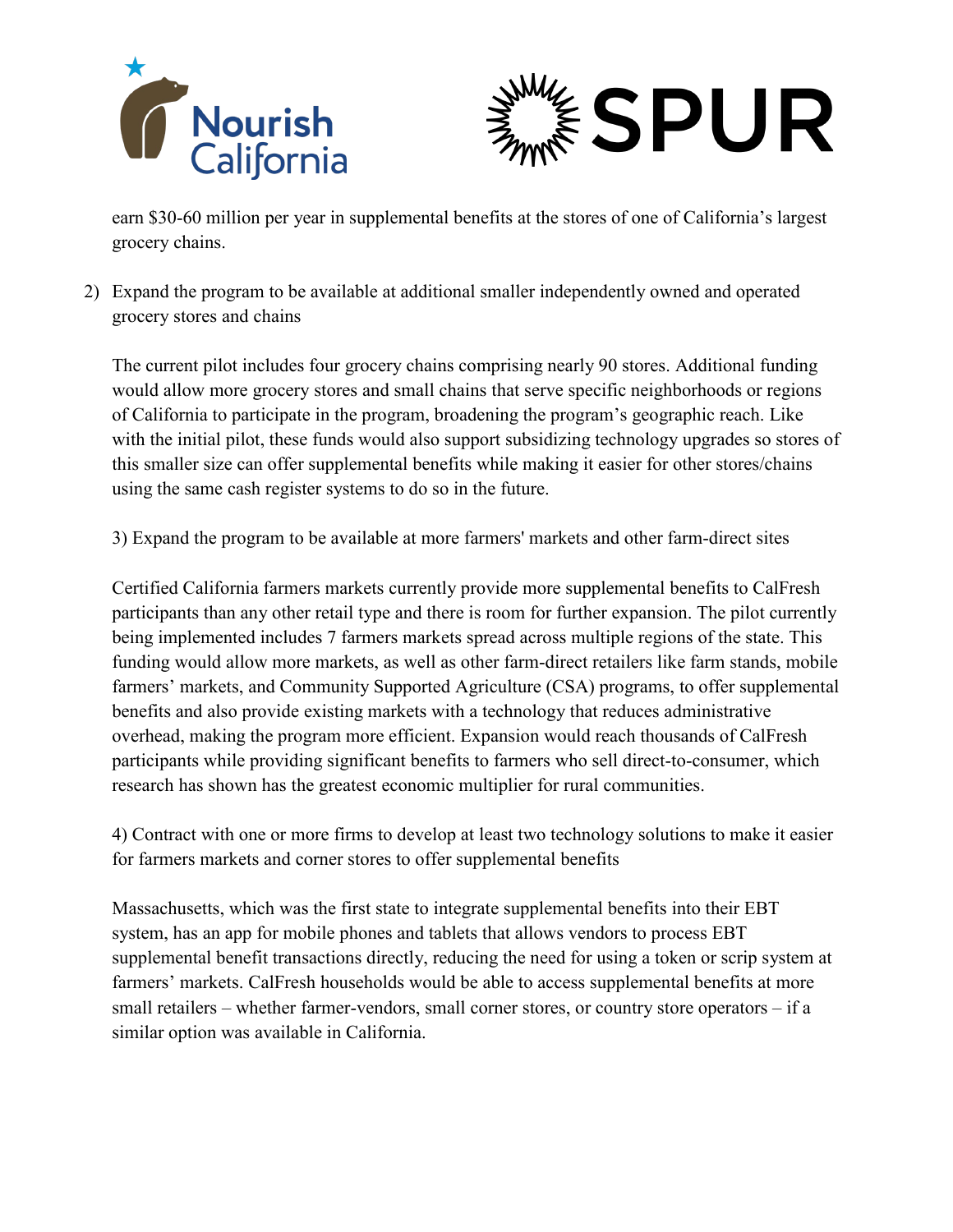earn $30-60 million per year in supplemental benefits at the stores of one of California's largest grocery chains.

2) Expand the program to be available at additional smaller independently owned and operated grocery stores and chains

The current pilot includes four grocery chains comprising nearly 90 stores. Additional funding would allow more grocery stores and small chains that serve specific neighborhoods or regions of California to participate in the program, broadening the program's geographic reach. Like with the initial pilot, these funds would also support subsidizing technology upgrades so stores of this smaller size can offer supplemental benefits while making it easier for other stores/chains using the same cash register systems to do so in the future.

3) Expand the program to be available at more farmers' markets and other farm-direct sites

Certified California farmers markets currently provide more supplemental benefits to CalFresh participants than any other retail type and there is room for further expansion. The pilot currently being implemented includes 7 farmers markets spread across multiple regions of the state. This funding would allow more markets, as well as other farm-direct retailers like farm stands, mobile farmers' markets, and Community Supported Agriculture (CSA) programs, to offer supplemental benefits and also provide existing markets with a technology that reduces administrative overhead, making the program more efficient. Expansion would reach thousands of CalFresh participants while providing significant benefits to farmers who sell direct-to-consumer, which research has shown has the greatest economic multiplier for rural communities.

4) Contract with one or more firms to develop at least two technology solutions to make it easier for farmers markets and corner stores to offer supplemental benefits

Massachusetts, which was the first state to integrate supplemental benefits into their EBT system, has an app for mobile phones and tablets that allows vendors to process EBT supplemental benefit transactions directly, reducing the need for using a token or scrip system at farmers' markets. CalFresh households would be able to access supplemental benefits at more small retailers – whether farmer-vendors, small corner stores, or country store operators – if a similar option was available in California.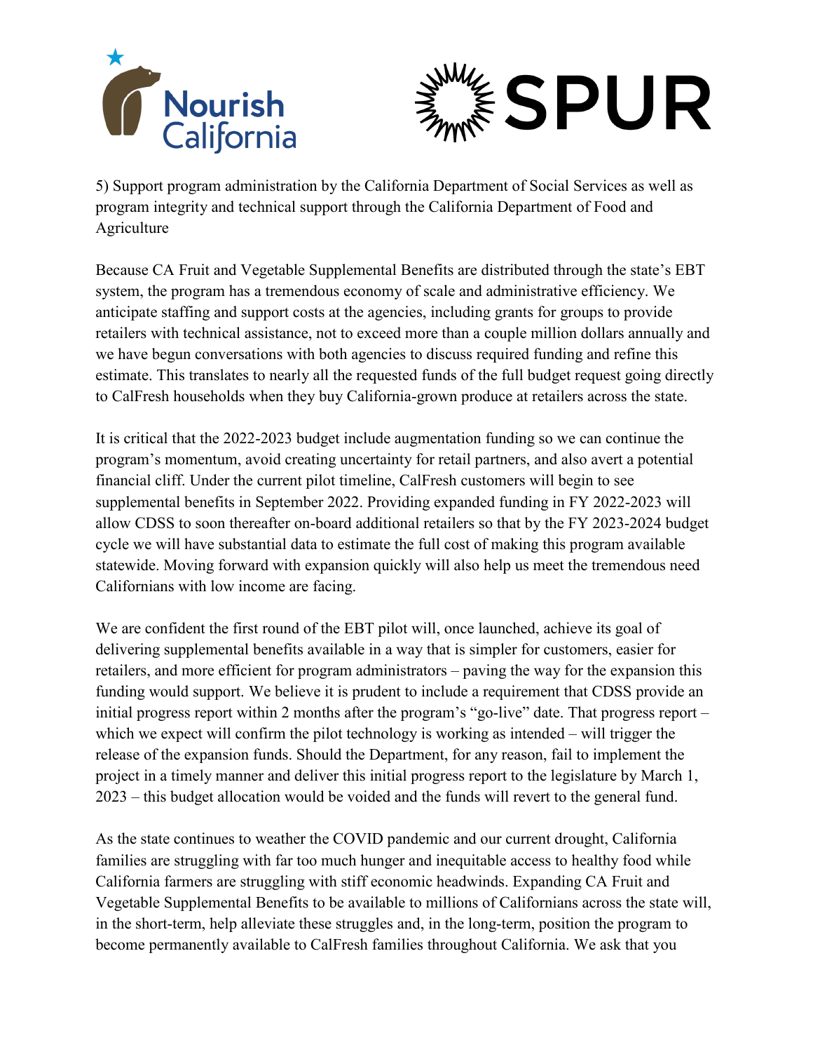5) Support program administration by the California Department of Social Services as well as program integrity and technical support through the California Department of Food and Agriculture

Because CA Fruit and Vegetable Supplemental Benefits are distributed through the state's EBT system, the program has a tremendous economy of scale and administrative efficiency. We anticipate staffing and support costs at the agencies, including grants for groups to provide retailers with technical assistance, not to exceed more than a couple million dollars annually and we have begun conversations with both agencies to discuss required funding and refine this estimate. This translates to nearly all the requested funds of the full budget request going directly to CalFresh households when they buy California-grown produce at retailers across the state.

It is critical that the 2022-2023 budget include augmentation funding so we can continue the program's momentum, avoid creating uncertainty for retail partners, and also avert a potential financial cliff. Under the current pilot timeline, CalFresh customers will begin to see supplemental benefits in September 2022. Providing expanded funding in FY 2022-2023 will allow CDSS to soon thereafter on-board additional retailers so that by the FY 2023-2024 budget cycle we will have substantial data to estimate the full cost of making this program available statewide. Moving forward with expansion quickly will also help us meet the tremendous need Californians with low income are facing.

We are confident the first round of the EBT pilot will, once launched, achieve its goal of delivering supplemental benefits available in a way that is simpler for customers, easier for retailers, and more efficient for program administrators – paving the way for the expansion this funding would support. We believe it is prudent to include a requirement that CDSS provide an initial progress report within 2 months after the program's "go-live" date. That progress report – which we expect will confirm the pilot technology is working as intended – will trigger the release of the expansion funds. Should the Department, for any reason, fail to implement the project in a timely manner and deliver this initial progress report to the legislature by March 1, 2023 – this budget allocation would be voided and the funds will revert to the general fund.

As the state continues to weather the COVID pandemic and our current drought, California families are struggling with far too much hunger and inequitable access to healthy food while California farmers are struggling with stiff economic headwinds. Expanding CA Fruit and Vegetable Supplemental Benefits to be available to millions of Californians across the state will, in the short-term, help alleviate these struggles and, in the long-term, position the program to become permanently available to CalFresh families throughout California. We ask that you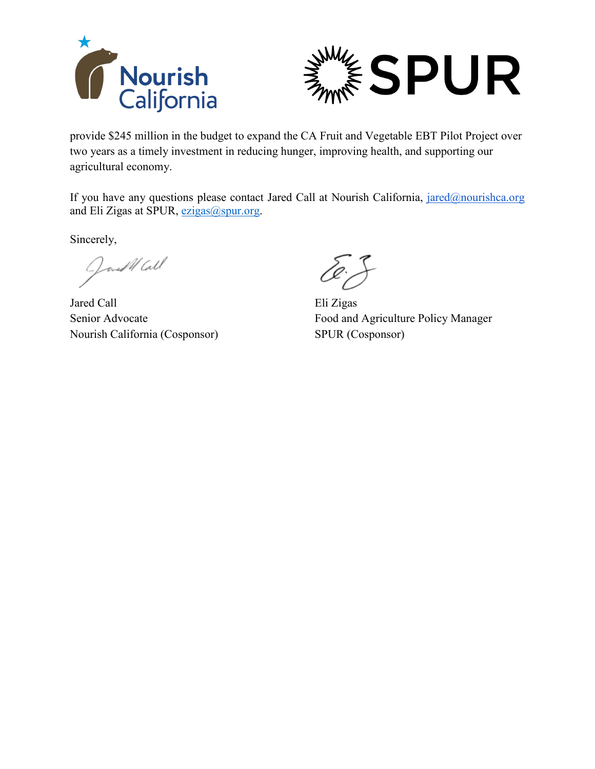provide $245 million in the budget to expand the CA Fruit and Vegetable EBT Pilot Project over two years as a timely investment in reducing hunger, improving health, and supporting our agricultural economy.

If you have any questions please contact Jared Call at Nourish California, jared@nourishca.org and Eli Zigas at SPUR, ezigas@spur.org.

Sincerely,

Jared Call
Senior Advocate
Nourish California (Cosponsor)

Eli Zigas
Food and Agriculture Policy Manager
SPUR (Cosponsor)